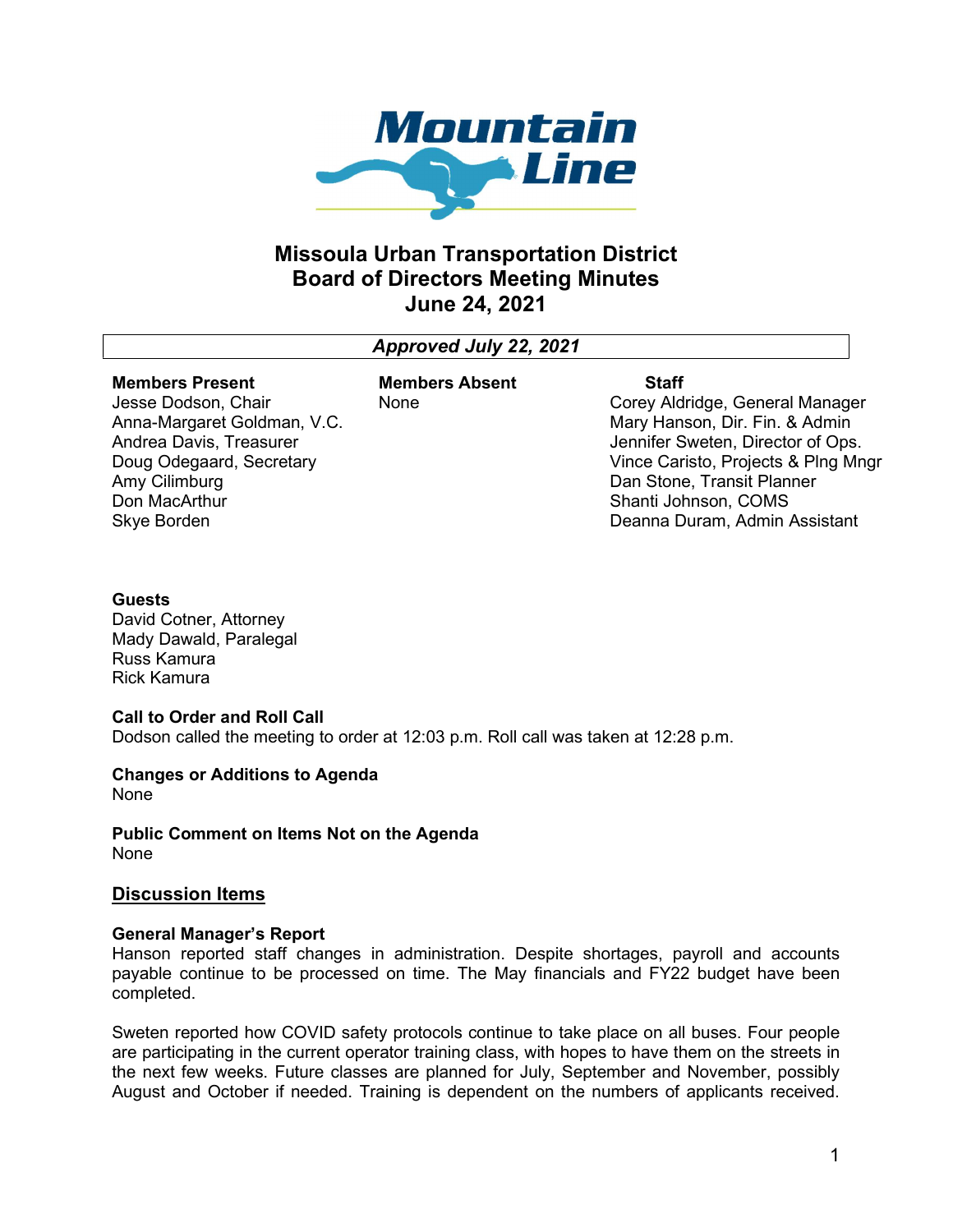# Missoula Urban Transportation District
# Board of Directors Meeting Minutes
# June 24, 2021

***Approved July 22, 2021***

| **Members Present** | **Members Absent** | **Staff** |
|---|---|---|
| Jesse Dodson, Chair | None | Corey Aldridge, General Manager |
| Anna-Margaret Goldman, V.C. | | Mary Hanson, Dir. Fin. & Admin |
| Andrea Davis, Treasurer | | Jennifer Sweten, Director of Ops. |
| Doug Odegaard, Secretary | | Vince Caristo, Projects & Plng Mngr |
| Amy Cilimburg | | Dan Stone, Transit Planner |
| Don MacArthur | | Shanti Johnson, COMS |
| Skye Borden | | Deanna Duram, Admin Assistant |

**Guests**
David Cotner, Attorney
Mady Dawald, Paralegal
Russ Kamura
Rick Kamura

**Call to Order and Roll Call**
Dodson called the meeting to order at 12:03 p.m. Roll call was taken at 12:28 p.m.

**Changes or Additions to Agenda**
None

**Public Comment on Items Not on the Agenda**
None

## Discussion Items

**General Manager's Report**
Hanson reported staff changes in administration. Despite shortages, payroll and accounts payable continue to be processed on time. The May financials and FY22 budget have been completed.

Sweten reported how COVID safety protocols continue to take place on all buses. Four people are participating in the current operator training class, with hopes to have them on the streets in the next few weeks. Future classes are planned for July, September and November, possibly August and October if needed. Training is dependent on the numbers of applicants received.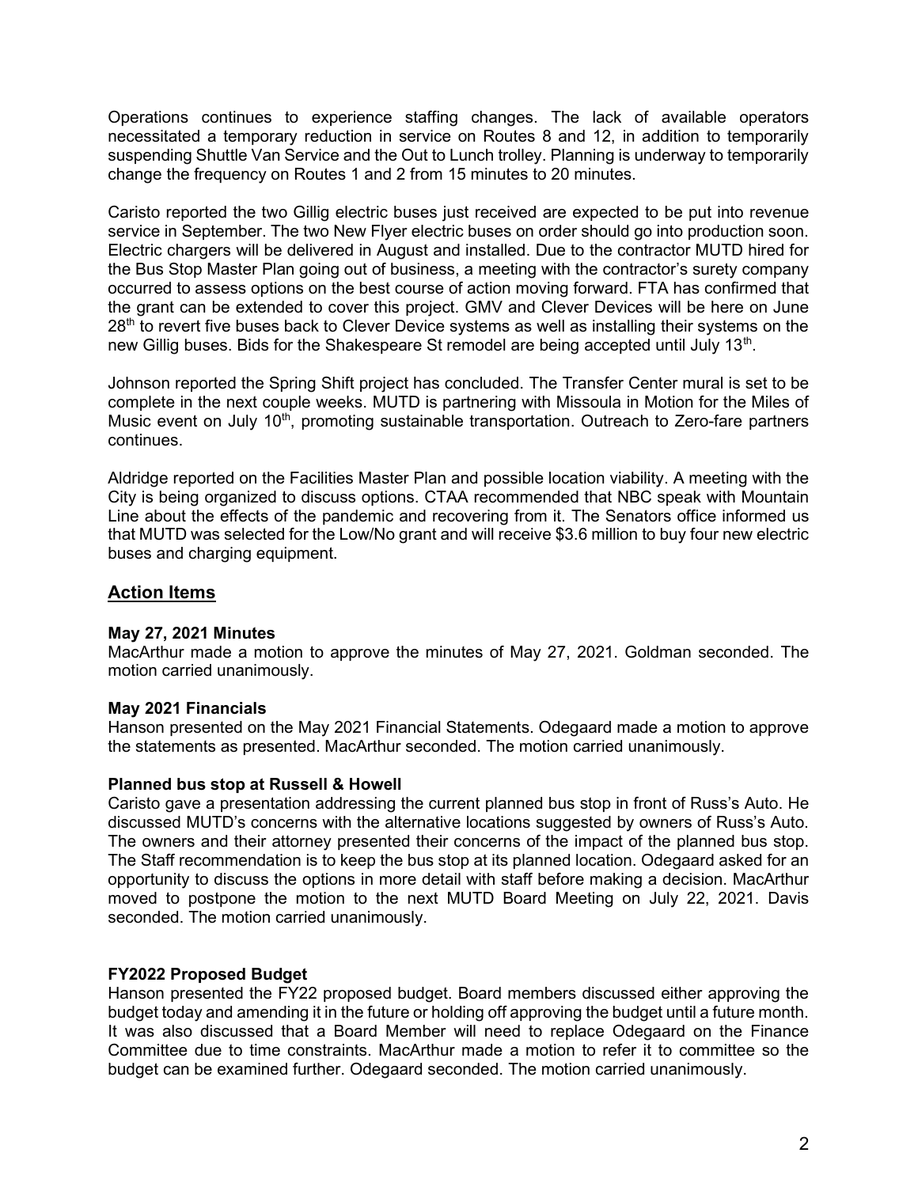Operations continues to experience staffing changes. The lack of available operators necessitated a temporary reduction in service on Routes 8 and 12, in addition to temporarily suspending Shuttle Van Service and the Out to Lunch trolley. Planning is underway to temporarily change the frequency on Routes 1 and 2 from 15 minutes to 20 minutes.

Caristo reported the two Gillig electric buses just received are expected to be put into revenue service in September. The two New Flyer electric buses on order should go into production soon. Electric chargers will be delivered in August and installed. Due to the contractor MUTD hired for the Bus Stop Master Plan going out of business, a meeting with the contractor's surety company occurred to assess options on the best course of action moving forward. FTA has confirmed that the grant can be extended to cover this project. GMV and Clever Devices will be here on June 28th to revert five buses back to Clever Device systems as well as installing their systems on the new Gillig buses. Bids for the Shakespeare St remodel are being accepted until July 13th.

Johnson reported the Spring Shift project has concluded. The Transfer Center mural is set to be complete in the next couple weeks. MUTD is partnering with Missoula in Motion for the Miles of Music event on July 10th, promoting sustainable transportation. Outreach to Zero-fare partners continues.

Aldridge reported on the Facilities Master Plan and possible location viability. A meeting with the City is being organized to discuss options. CTAA recommended that NBC speak with Mountain Line about the effects of the pandemic and recovering from it. The Senators office informed us that MUTD was selected for the Low/No grant and will receive $3.6 million to buy four new electric buses and charging equipment.

## Action Items

**May 27, 2021 Minutes**
MacArthur made a motion to approve the minutes of May 27, 2021. Goldman seconded. The motion carried unanimously.

**May 2021 Financials**
Hanson presented on the May 2021 Financial Statements. Odegaard made a motion to approve the statements as presented. MacArthur seconded. The motion carried unanimously.

**Planned bus stop at Russell & Howell**
Caristo gave a presentation addressing the current planned bus stop in front of Russ's Auto. He discussed MUTD's concerns with the alternative locations suggested by owners of Russ's Auto. The owners and their attorney presented their concerns of the impact of the planned bus stop. The Staff recommendation is to keep the bus stop at its planned location. Odegaard asked for an opportunity to discuss the options in more detail with staff before making a decision. MacArthur moved to postpone the motion to the next MUTD Board Meeting on July 22, 2021. Davis seconded. The motion carried unanimously.

**FY2022 Proposed Budget**
Hanson presented the FY22 proposed budget. Board members discussed either approving the budget today and amending it in the future or holding off approving the budget until a future month. It was also discussed that a Board Member will need to replace Odegaard on the Finance Committee due to time constraints. MacArthur made a motion to refer it to committee so the budget can be examined further. Odegaard seconded. The motion carried unanimously.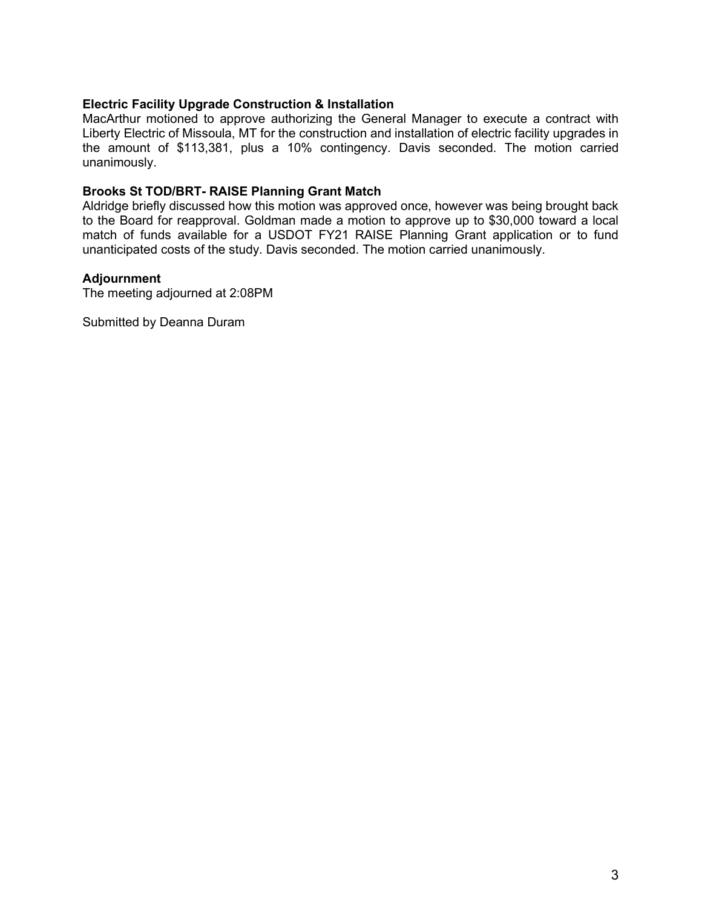**Electric Facility Upgrade Construction & Installation**

MacArthur motioned to approve authorizing the General Manager to execute a contract with Liberty Electric of Missoula, MT for the construction and installation of electric facility upgrades in the amount of $113,381, plus a 10% contingency. Davis seconded. The motion carried unanimously.

**Brooks St TOD/BRT- RAISE Planning Grant Match**

Aldridge briefly discussed how this motion was approved once, however was being brought back to the Board for reapproval. Goldman made a motion to approve up to $30,000 toward a local match of funds available for a USDOT FY21 RAISE Planning Grant application or to fund unanticipated costs of the study. Davis seconded. The motion carried unanimously.

**Adjournment**

The meeting adjourned at 2:08PM

Submitted by Deanna Duram